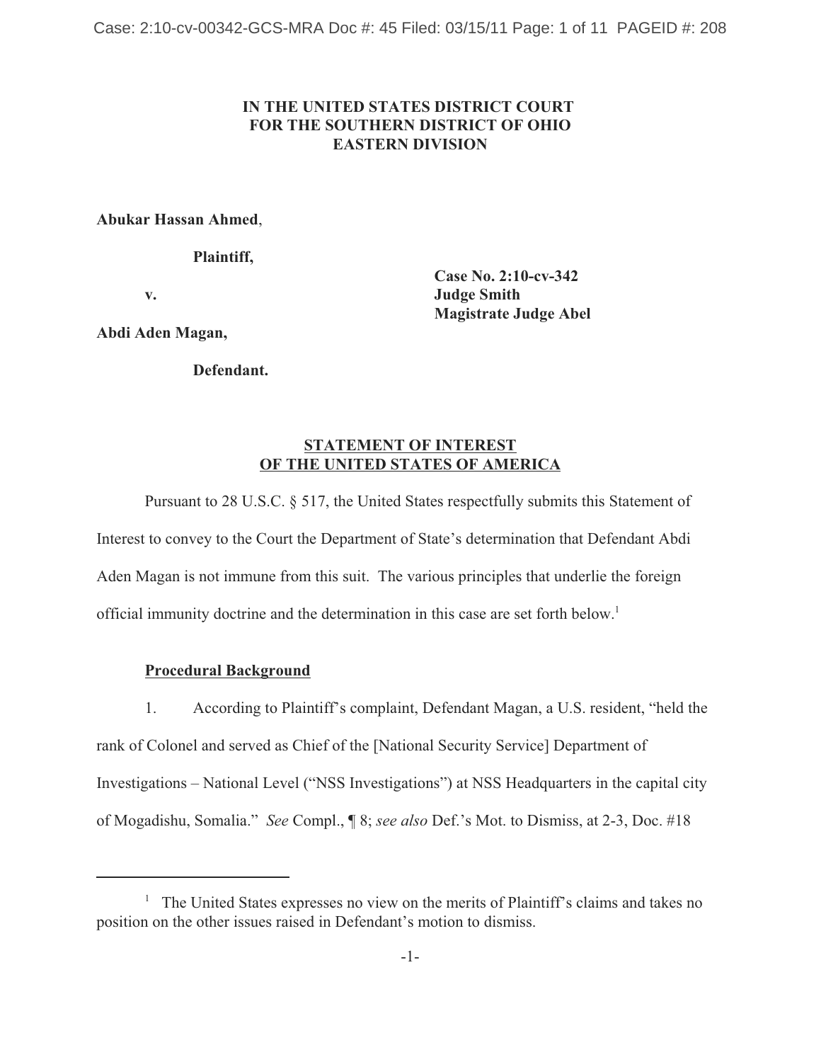**IN THE UNITED STATES DISTRICT COURT**
**FOR THE SOUTHERN DISTRICT OF OHIO**
**EASTERN DIVISION**

**Abukar Hassan Ahmed**,

**Plaintiff,**

**v.**

**Abdi Aden Magan,**

**Defendant.**

**Case No. 2:10-cv-342**
**Judge Smith**
**Magistrate Judge Abel**

**STATEMENT OF INTEREST**
**OF THE UNITED STATES OF AMERICA**

Pursuant to 28 U.S.C. § 517, the United States respectfully submits this Statement of Interest to convey to the Court the Department of State's determination that Defendant Abdi Aden Magan is not immune from this suit. The various principles that underlie the foreign official immunity doctrine and the determination in this case are set forth below.[1]

**Procedural Background**

1. According to Plaintiff's complaint, Defendant Magan, a U.S. resident, "held the rank of Colonel and served as Chief of the [National Security Service] Department of Investigations – National Level ("NSS Investigations") at NSS Headquarters in the capital city of Mogadishu, Somalia." *See* Compl., ¶ 8; *see also* Def.'s Mot. to Dismiss, at 2-3, Doc. #18

[1] The United States expresses no view on the merits of Plaintiff's claims and takes no position on the other issues raised in Defendant's motion to dismiss.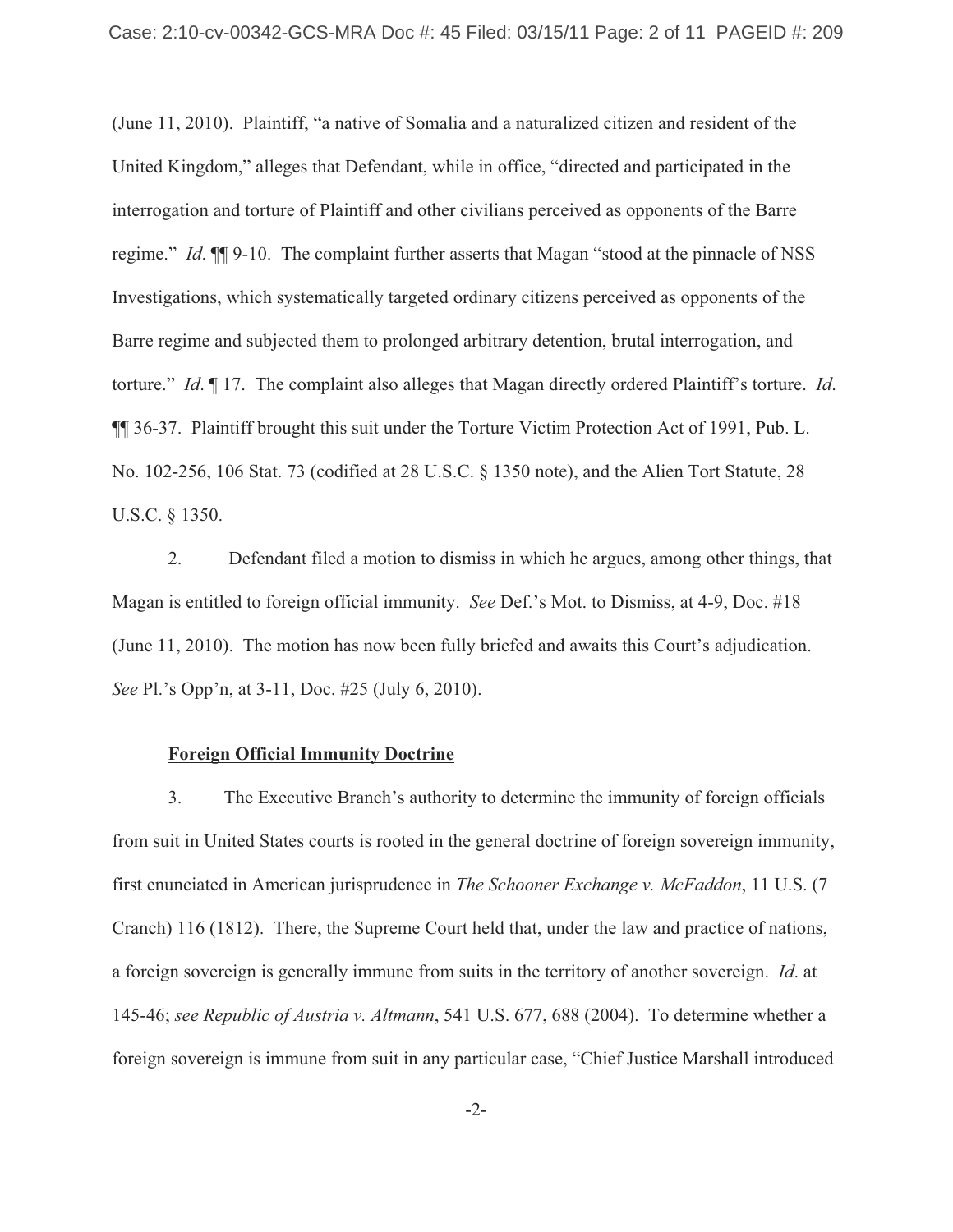(June 11, 2010). Plaintiff, "a native of Somalia and a naturalized citizen and resident of the United Kingdom," alleges that Defendant, while in office, "directed and participated in the interrogation and torture of Plaintiff and other civilians perceived as opponents of the Barre regime." *Id.* ¶¶ 9-10. The complaint further asserts that Magan "stood at the pinnacle of NSS Investigations, which systematically targeted ordinary citizens perceived as opponents of the Barre regime and subjected them to prolonged arbitrary detention, brutal interrogation, and torture." *Id.* ¶ 17. The complaint also alleges that Magan directly ordered Plaintiff's torture. *Id.* ¶¶ 36-37. Plaintiff brought this suit under the Torture Victim Protection Act of 1991, Pub. L. No. 102-256, 106 Stat. 73 (codified at 28 U.S.C. § 1350 note), and the Alien Tort Statute, 28 U.S.C. § 1350.

2. Defendant filed a motion to dismiss in which he argues, among other things, that Magan is entitled to foreign official immunity. *See* Def.'s Mot. to Dismiss, at 4-9, Doc. #18 (June 11, 2010). The motion has now been fully briefed and awaits this Court's adjudication. *See* Pl.'s Opp'n, at 3-11, Doc. #25 (July 6, 2010).

**Foreign Official Immunity Doctrine**

3. The Executive Branch's authority to determine the immunity of foreign officials from suit in United States courts is rooted in the general doctrine of foreign sovereign immunity, first enunciated in American jurisprudence in *The Schooner Exchange v. McFaddon*, 11 U.S. (7 Cranch) 116 (1812). There, the Supreme Court held that, under the law and practice of nations, a foreign sovereign is generally immune from suits in the territory of another sovereign. *Id.* at 145-46; *see Republic of Austria v. Altmann*, 541 U.S. 677, 688 (2004). To determine whether a foreign sovereign is immune from suit in any particular case, "Chief Justice Marshall introduced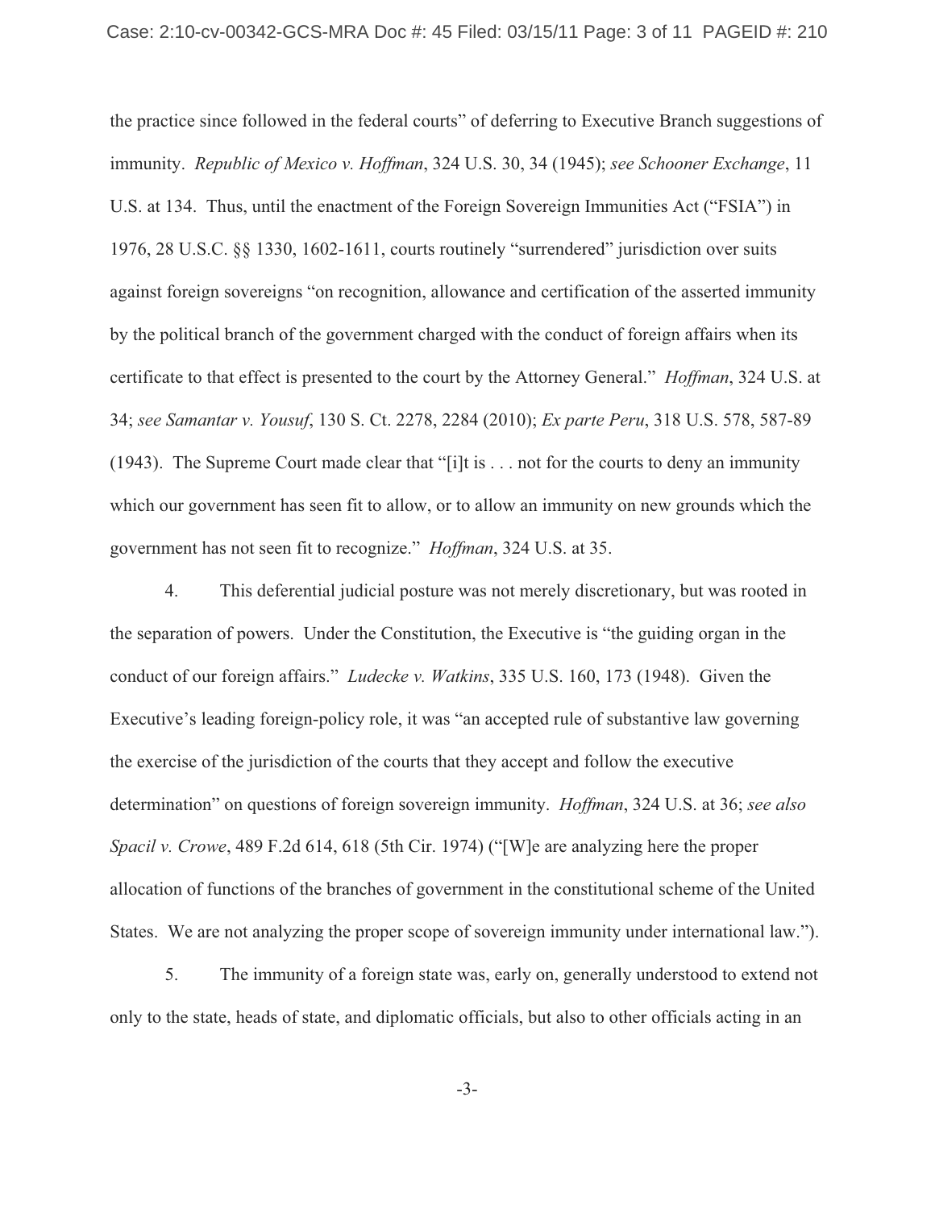the practice since followed in the federal courts" of deferring to Executive Branch suggestions of immunity. *Republic of Mexico v. Hoffman*, 324 U.S. 30, 34 (1945); *see Schooner Exchange*, 11 U.S. at 134. Thus, until the enactment of the Foreign Sovereign Immunities Act ("FSIA") in 1976, 28 U.S.C. §§ 1330, 1602-1611, courts routinely "surrendered" jurisdiction over suits against foreign sovereigns "on recognition, allowance and certification of the asserted immunity by the political branch of the government charged with the conduct of foreign affairs when its certificate to that effect is presented to the court by the Attorney General." *Hoffman*, 324 U.S. at 34; *see Samantar v. Yousuf*, 130 S. Ct. 2278, 2284 (2010); *Ex parte Peru*, 318 U.S. 578, 587-89 (1943). The Supreme Court made clear that "[i]t is . . . not for the courts to deny an immunity which our government has seen fit to allow, or to allow an immunity on new grounds which the government has not seen fit to recognize." *Hoffman*, 324 U.S. at 35.

4. This deferential judicial posture was not merely discretionary, but was rooted in the separation of powers. Under the Constitution, the Executive is "the guiding organ in the conduct of our foreign affairs." *Ludecke v. Watkins*, 335 U.S. 160, 173 (1948). Given the Executive's leading foreign-policy role, it was "an accepted rule of substantive law governing the exercise of the jurisdiction of the courts that they accept and follow the executive determination" on questions of foreign sovereign immunity. *Hoffman*, 324 U.S. at 36; *see also Spacil v. Crowe*, 489 F.2d 614, 618 (5th Cir. 1974) ("[W]e are analyzing here the proper allocation of functions of the branches of government in the constitutional scheme of the United States. We are not analyzing the proper scope of sovereign immunity under international law.").

5. The immunity of a foreign state was, early on, generally understood to extend not only to the state, heads of state, and diplomatic officials, but also to other officials acting in an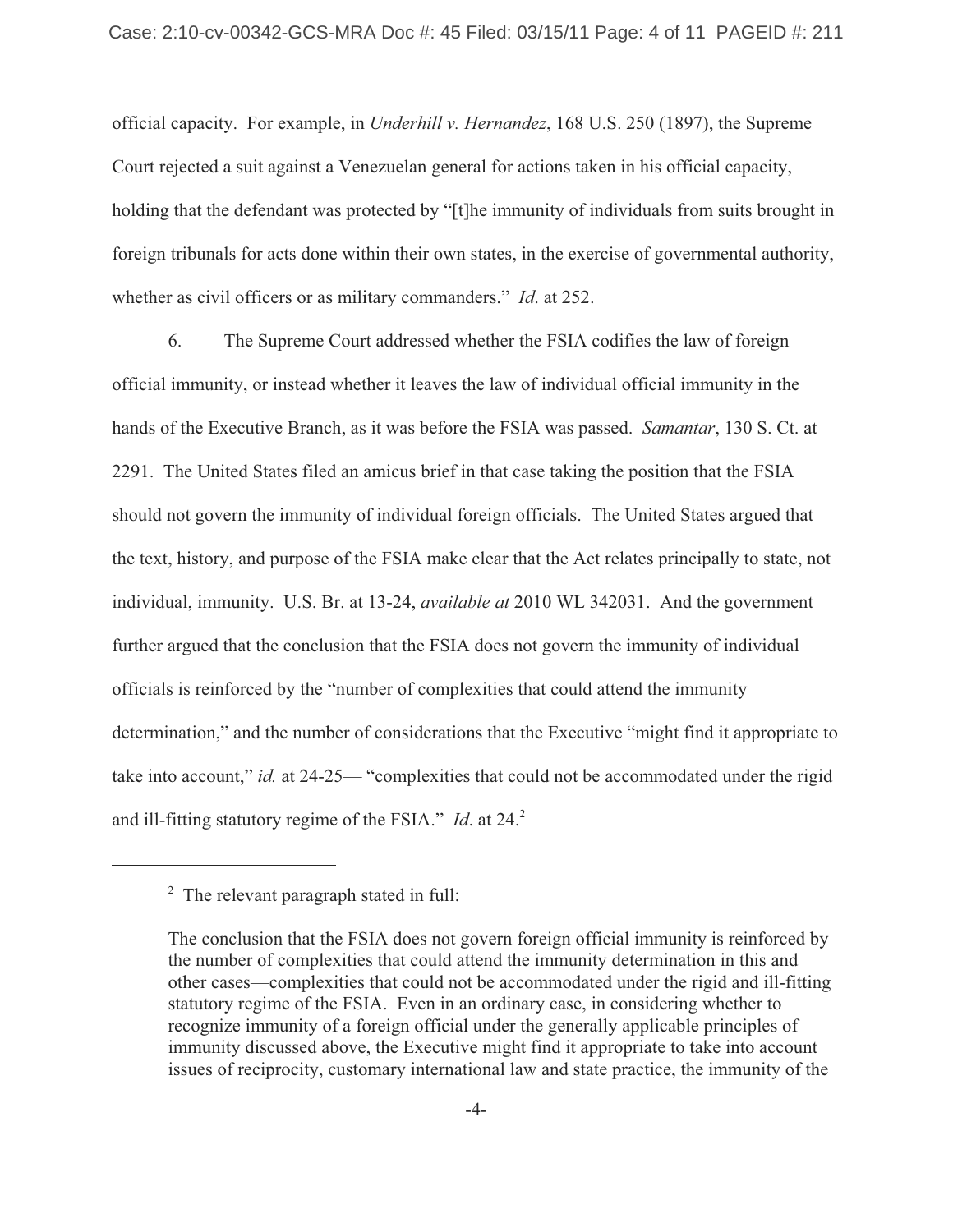official capacity. For example, in *Underhill v. Hernandez*, 168 U.S. 250 (1897), the Supreme Court rejected a suit against a Venezuelan general for actions taken in his official capacity, holding that the defendant was protected by "[t]he immunity of individuals from suits brought in foreign tribunals for acts done within their own states, in the exercise of governmental authority, whether as civil officers or as military commanders." *Id*. at 252.

6. The Supreme Court addressed whether the FSIA codifies the law of foreign official immunity, or instead whether it leaves the law of individual official immunity in the hands of the Executive Branch, as it was before the FSIA was passed. *Samantar*, 130 S. Ct. at 2291. The United States filed an amicus brief in that case taking the position that the FSIA should not govern the immunity of individual foreign officials. The United States argued that the text, history, and purpose of the FSIA make clear that the Act relates principally to state, not individual, immunity. U.S. Br. at 13-24, *available at* 2010 WL 342031. And the government further argued that the conclusion that the FSIA does not govern the immunity of individual officials is reinforced by the "number of complexities that could attend the immunity determination," and the number of considerations that the Executive "might find it appropriate to take into account," *id.* at 24-25— "complexities that could not be accommodated under the rigid and ill-fitting statutory regime of the FSIA." *Id*. at 24.[2]

---

[2] The relevant paragraph stated in full:

The conclusion that the FSIA does not govern foreign official immunity is reinforced by the number of complexities that could attend the immunity determination in this and other cases—complexities that could not be accommodated under the rigid and ill-fitting statutory regime of the FSIA. Even in an ordinary case, in considering whether to recognize immunity of a foreign official under the generally applicable principles of immunity discussed above, the Executive might find it appropriate to take into account issues of reciprocity, customary international law and state practice, the immunity of the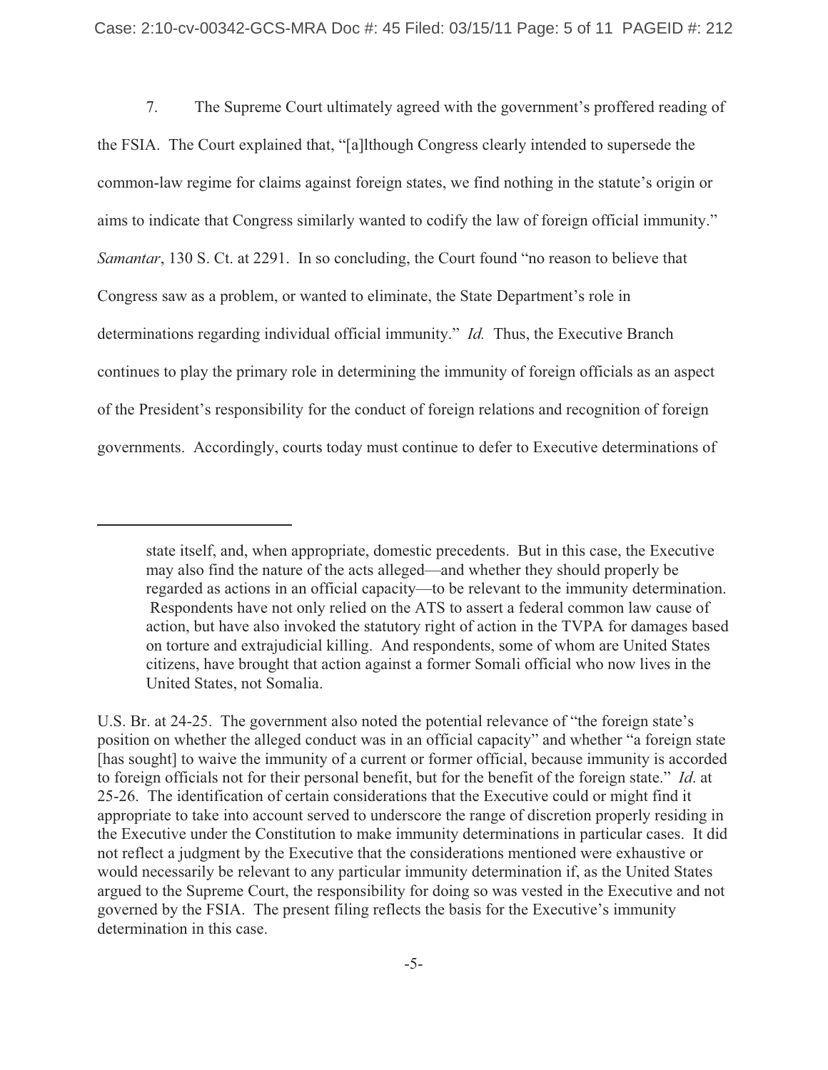7. The Supreme Court ultimately agreed with the government's proffered reading of the FSIA. The Court explained that, "[a]lthough Congress clearly intended to supersede the common-law regime for claims against foreign states, we find nothing in the statute's origin or aims to indicate that Congress similarly wanted to codify the law of foreign official immunity." *Samantar*, 130 S. Ct. at 2291. In so concluding, the Court found "no reason to believe that Congress saw as a problem, or wanted to eliminate, the State Department's role in determinations regarding individual official immunity." *Id.* Thus, the Executive Branch continues to play the primary role in determining the immunity of foreign officials as an aspect of the President's responsibility for the conduct of foreign relations and recognition of foreign governments. Accordingly, courts today must continue to defer to Executive determinations of

---

> state itself, and, when appropriate, domestic precedents. But in this case, the Executive may also find the nature of the acts alleged—and whether they should properly be regarded as actions in an official capacity—to be relevant to the immunity determination. Respondents have not only relied on the ATS to assert a federal common law cause of action, but have also invoked the statutory right of action in the TVPA for damages based on torture and extrajudicial killing. And respondents, some of whom are United States citizens, have brought that action against a former Somali official who now lives in the United States, not Somalia.

U.S. Br. at 24-25. The government also noted the potential relevance of "the foreign state's position on whether the alleged conduct was in an official capacity" and whether "a foreign state [has sought] to waive the immunity of a current or former official, because immunity is accorded to foreign officials not for their personal benefit, but for the benefit of the foreign state." *Id.* at 25-26. The identification of certain considerations that the Executive could or might find it appropriate to take into account served to underscore the range of discretion properly residing in the Executive under the Constitution to make immunity determinations in particular cases. It did not reflect a judgment by the Executive that the considerations mentioned were exhaustive or would necessarily be relevant to any particular immunity determination if, as the United States argued to the Supreme Court, the responsibility for doing so was vested in the Executive and not governed by the FSIA. The present filing reflects the basis for the Executive's immunity determination in this case.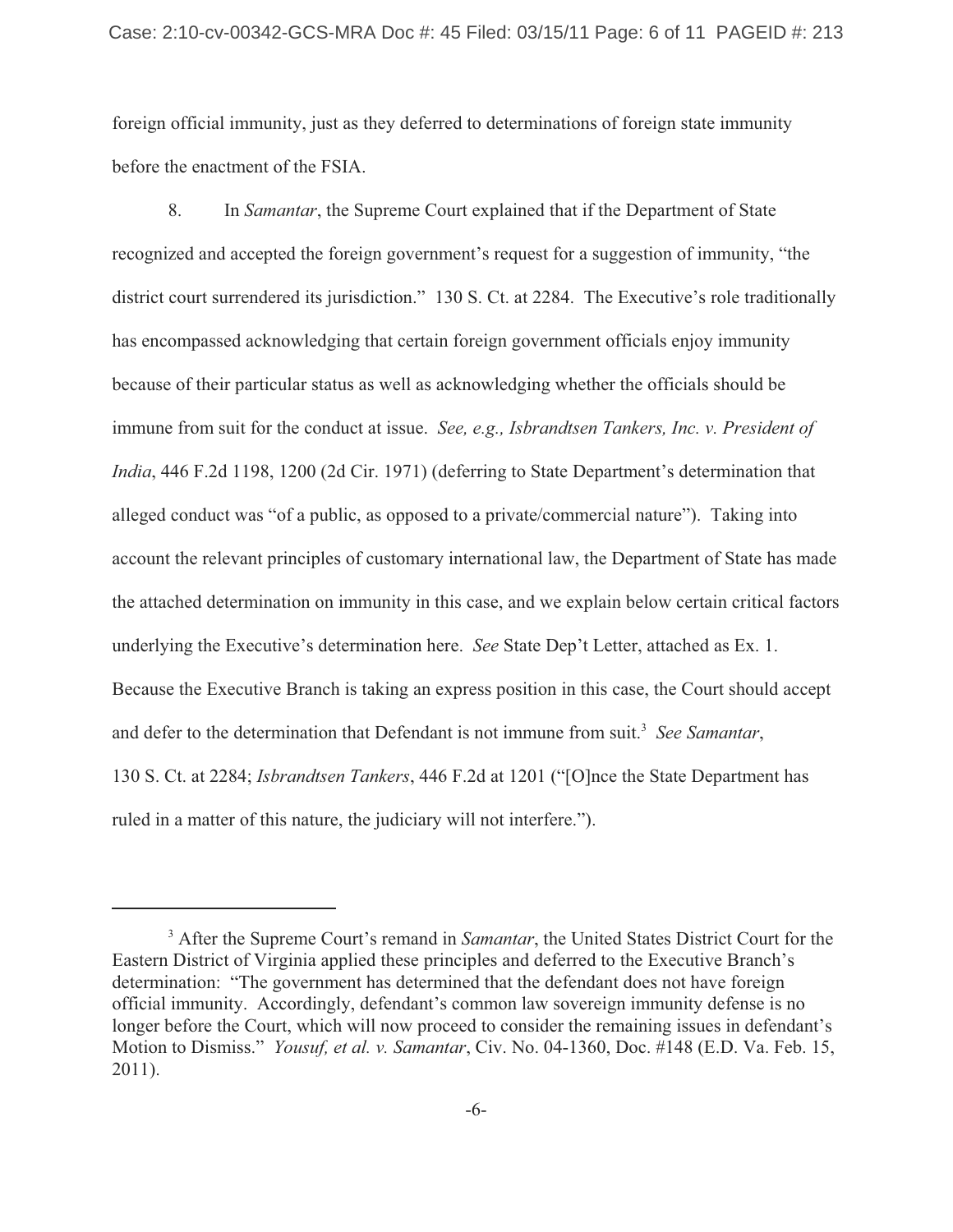foreign official immunity, just as they deferred to determinations of foreign state immunity before the enactment of the FSIA.

8. In *Samantar*, the Supreme Court explained that if the Department of State recognized and accepted the foreign government's request for a suggestion of immunity, "the district court surrendered its jurisdiction." 130 S. Ct. at 2284. The Executive's role traditionally has encompassed acknowledging that certain foreign government officials enjoy immunity because of their particular status as well as acknowledging whether the officials should be immune from suit for the conduct at issue. *See, e.g., Isbrandtsen Tankers, Inc. v. President of India*, 446 F.2d 1198, 1200 (2d Cir. 1971) (deferring to State Department's determination that alleged conduct was "of a public, as opposed to a private/commercial nature"). Taking into account the relevant principles of customary international law, the Department of State has made the attached determination on immunity in this case, and we explain below certain critical factors underlying the Executive's determination here. *See* State Dep't Letter, attached as Ex. 1. Because the Executive Branch is taking an express position in this case, the Court should accept and defer to the determination that Defendant is not immune from suit.[3] *See Samantar*, 130 S. Ct. at 2284; *Isbrandtsen Tankers*, 446 F.2d at 1201 ("[O]nce the State Department has ruled in a matter of this nature, the judiciary will not interfere.").

---

[3] After the Supreme Court's remand in *Samantar*, the United States District Court for the Eastern District of Virginia applied these principles and deferred to the Executive Branch's determination: "The government has determined that the defendant does not have foreign official immunity. Accordingly, defendant's common law sovereign immunity defense is no longer before the Court, which will now proceed to consider the remaining issues in defendant's Motion to Dismiss." *Yousuf, et al. v. Samantar*, Civ. No. 04-1360, Doc. #148 (E.D. Va. Feb. 15, 2011).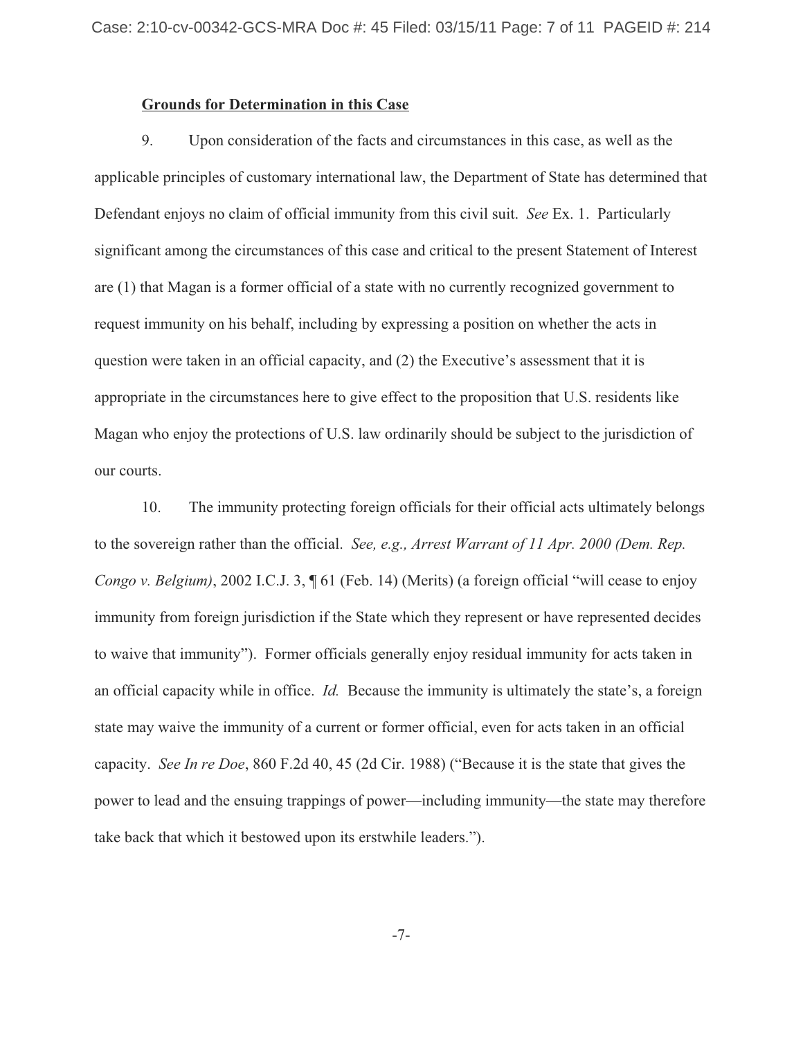**Grounds for Determination in this Case**

9. Upon consideration of the facts and circumstances in this case, as well as the applicable principles of customary international law, the Department of State has determined that Defendant enjoys no claim of official immunity from this civil suit. *See* Ex. 1. Particularly significant among the circumstances of this case and critical to the present Statement of Interest are (1) that Magan is a former official of a state with no currently recognized government to request immunity on his behalf, including by expressing a position on whether the acts in question were taken in an official capacity, and (2) the Executive's assessment that it is appropriate in the circumstances here to give effect to the proposition that U.S. residents like Magan who enjoy the protections of U.S. law ordinarily should be subject to the jurisdiction of our courts.

10. The immunity protecting foreign officials for their official acts ultimately belongs to the sovereign rather than the official. *See, e.g., Arrest Warrant of 11 Apr. 2000 (Dem. Rep. Congo v. Belgium)*, 2002 I.C.J. 3, ¶ 61 (Feb. 14) (Merits) (a foreign official "will cease to enjoy immunity from foreign jurisdiction if the State which they represent or have represented decides to waive that immunity"). Former officials generally enjoy residual immunity for acts taken in an official capacity while in office. *Id.* Because the immunity is ultimately the state's, a foreign state may waive the immunity of a current or former official, even for acts taken in an official capacity. *See In re Doe*, 860 F.2d 40, 45 (2d Cir. 1988) ("Because it is the state that gives the power to lead and the ensuing trappings of power—including immunity—the state may therefore take back that which it bestowed upon its erstwhile leaders.").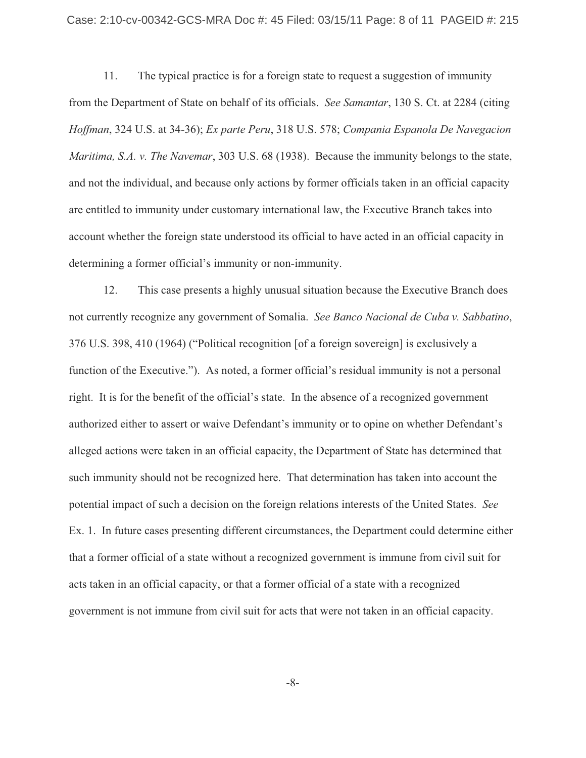11. The typical practice is for a foreign state to request a suggestion of immunity from the Department of State on behalf of its officials. *See Samantar*, 130 S. Ct. at 2284 (citing *Hoffman*, 324 U.S. at 34-36); *Ex parte Peru*, 318 U.S. 578; *Compania Espanola De Navegacion Maritima, S.A. v. The Navemar*, 303 U.S. 68 (1938). Because the immunity belongs to the state, and not the individual, and because only actions by former officials taken in an official capacity are entitled to immunity under customary international law, the Executive Branch takes into account whether the foreign state understood its official to have acted in an official capacity in determining a former official's immunity or non-immunity.

12. This case presents a highly unusual situation because the Executive Branch does not currently recognize any government of Somalia. *See Banco Nacional de Cuba v. Sabbatino*, 376 U.S. 398, 410 (1964) ("Political recognition [of a foreign sovereign] is exclusively a function of the Executive."). As noted, a former official's residual immunity is not a personal right. It is for the benefit of the official's state. In the absence of a recognized government authorized either to assert or waive Defendant's immunity or to opine on whether Defendant's alleged actions were taken in an official capacity, the Department of State has determined that such immunity should not be recognized here. That determination has taken into account the potential impact of such a decision on the foreign relations interests of the United States. *See* Ex. 1. In future cases presenting different circumstances, the Department could determine either that a former official of a state without a recognized government is immune from civil suit for acts taken in an official capacity, or that a former official of a state with a recognized government is not immune from civil suit for acts that were not taken in an official capacity.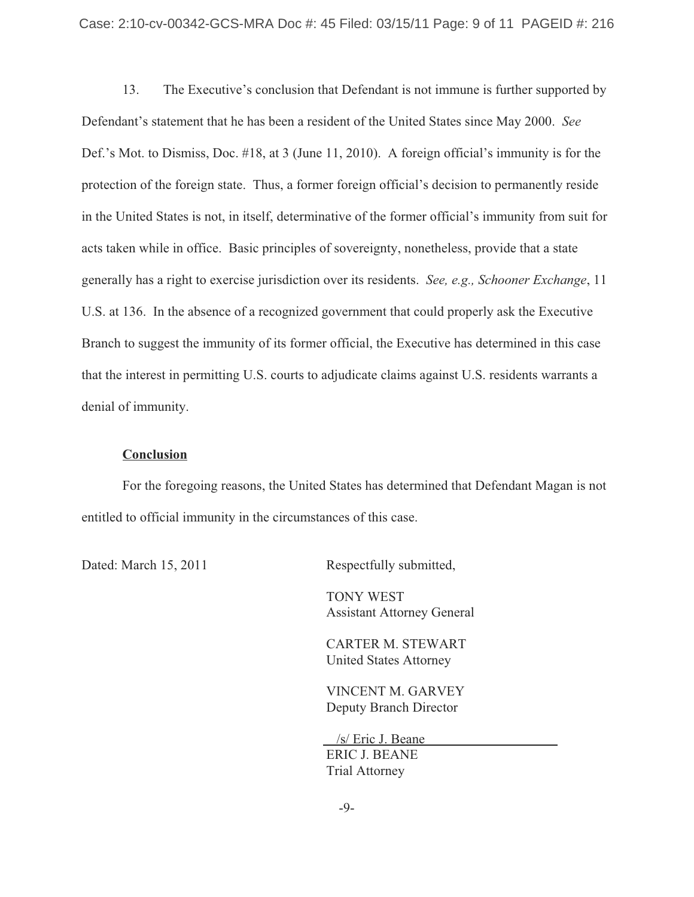13. The Executive's conclusion that Defendant is not immune is further supported by Defendant's statement that he has been a resident of the United States since May 2000. *See* Def.'s Mot. to Dismiss, Doc. #18, at 3 (June 11, 2010). A foreign official's immunity is for the protection of the foreign state. Thus, a former foreign official's decision to permanently reside in the United States is not, in itself, determinative of the former official's immunity from suit for acts taken while in office. Basic principles of sovereignty, nonetheless, provide that a state generally has a right to exercise jurisdiction over its residents. *See, e.g., Schooner Exchange*, 11 U.S. at 136. In the absence of a recognized government that could properly ask the Executive Branch to suggest the immunity of its former official, the Executive has determined in this case that the interest in permitting U.S. courts to adjudicate claims against U.S. residents warrants a denial of immunity.

**Conclusion**

For the foregoing reasons, the United States has determined that Defendant Magan is not entitled to official immunity in the circumstances of this case.

Dated: March 15, 2011

Respectfully submitted,

TONY WEST
Assistant Attorney General

CARTER M. STEWART
United States Attorney

VINCENT M. GARVEY
Deputy Branch Director

/s/ Eric J. Beane
ERIC J. BEANE
Trial Attorney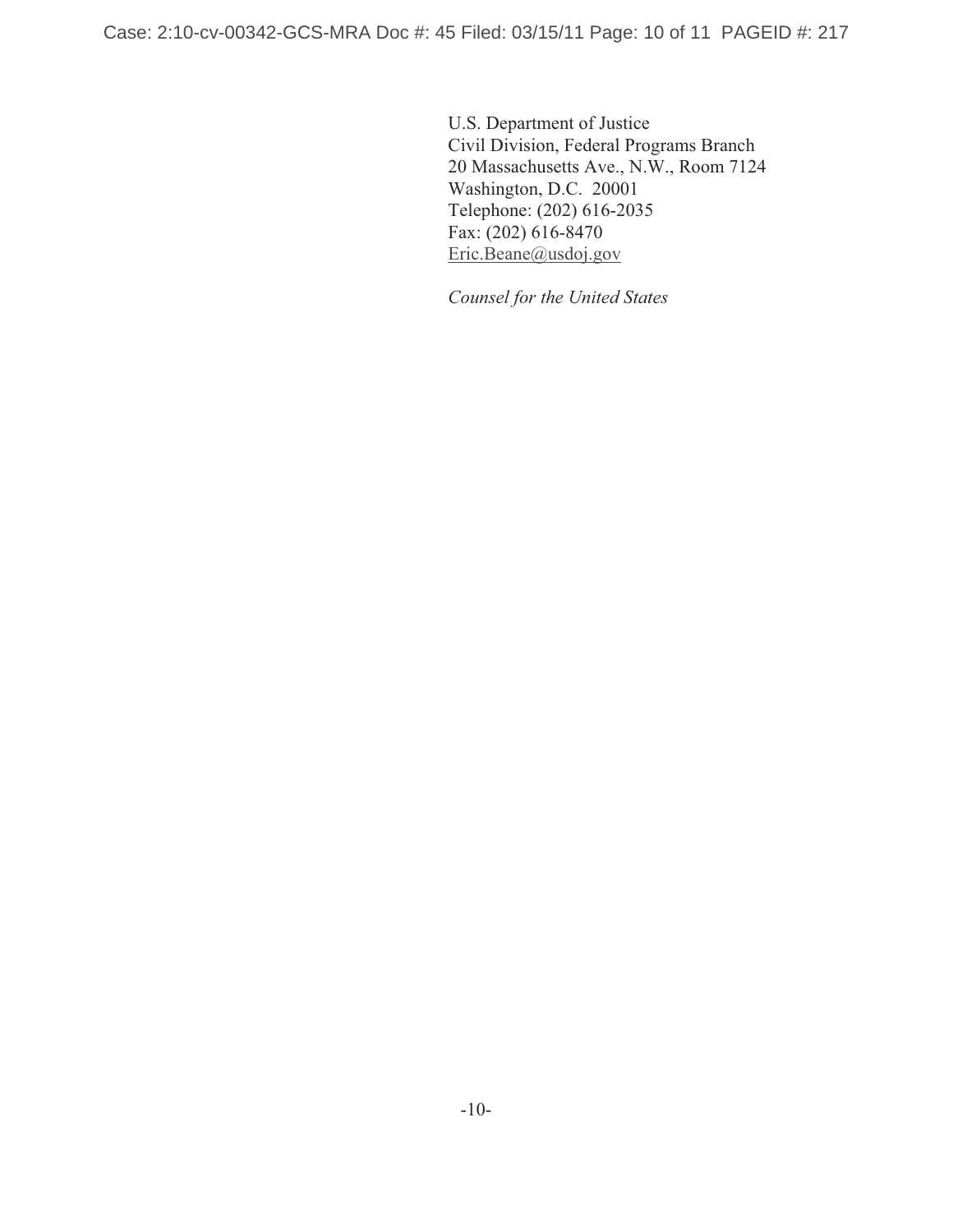U.S. Department of Justice
Civil Division, Federal Programs Branch
20 Massachusetts Ave., N.W., Room 7124
Washington, D.C. 20001
Telephone: (202) 616-2035
Fax: (202) 616-8470
Eric.Beane@usdoj.gov

*Counsel for the United States*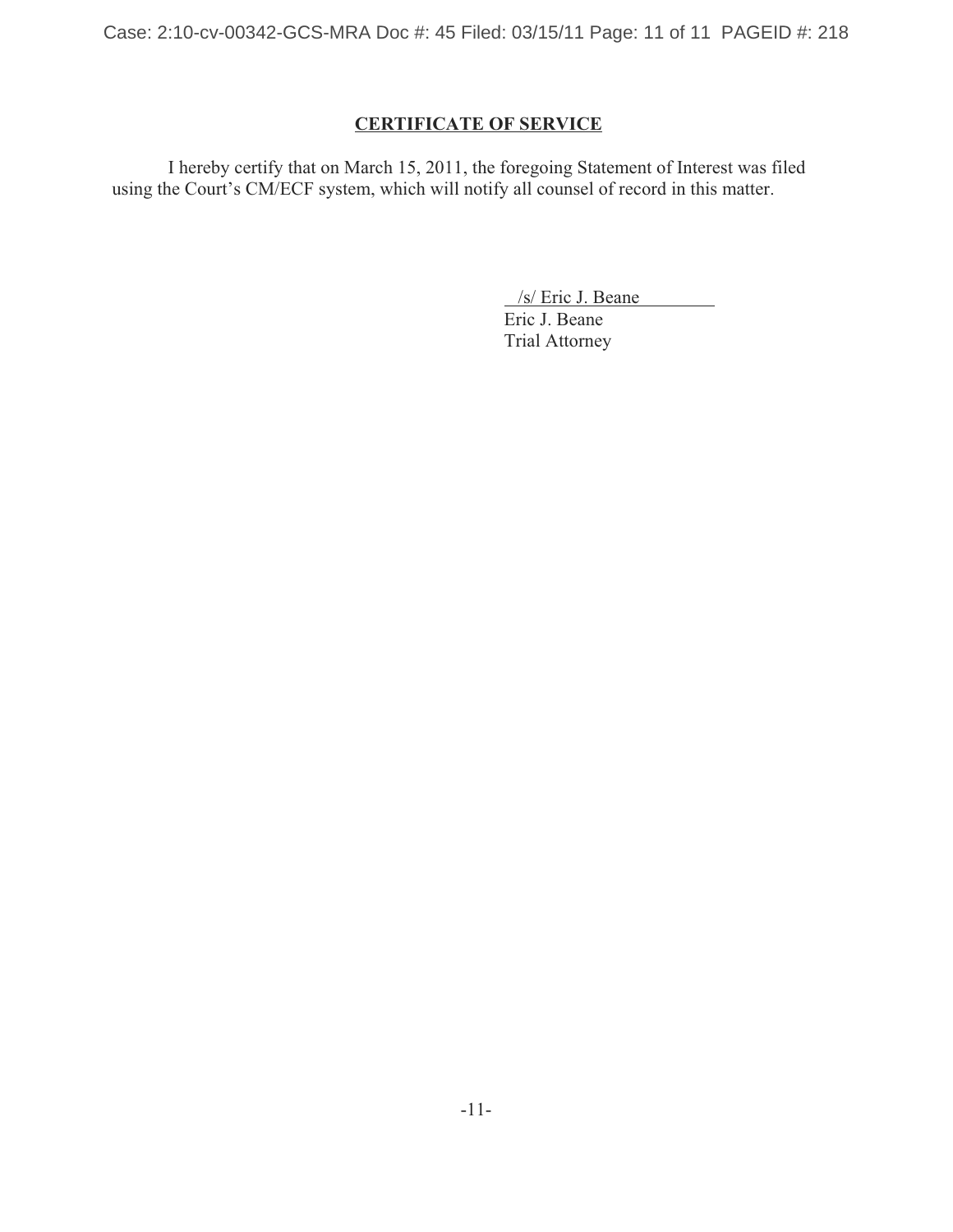## CERTIFICATE OF SERVICE

I hereby certify that on March 15, 2011, the foregoing Statement of Interest was filed using the Court's CM/ECF system, which will notify all counsel of record in this matter.

/s/ Eric J. Beane
Eric J. Beane
Trial Attorney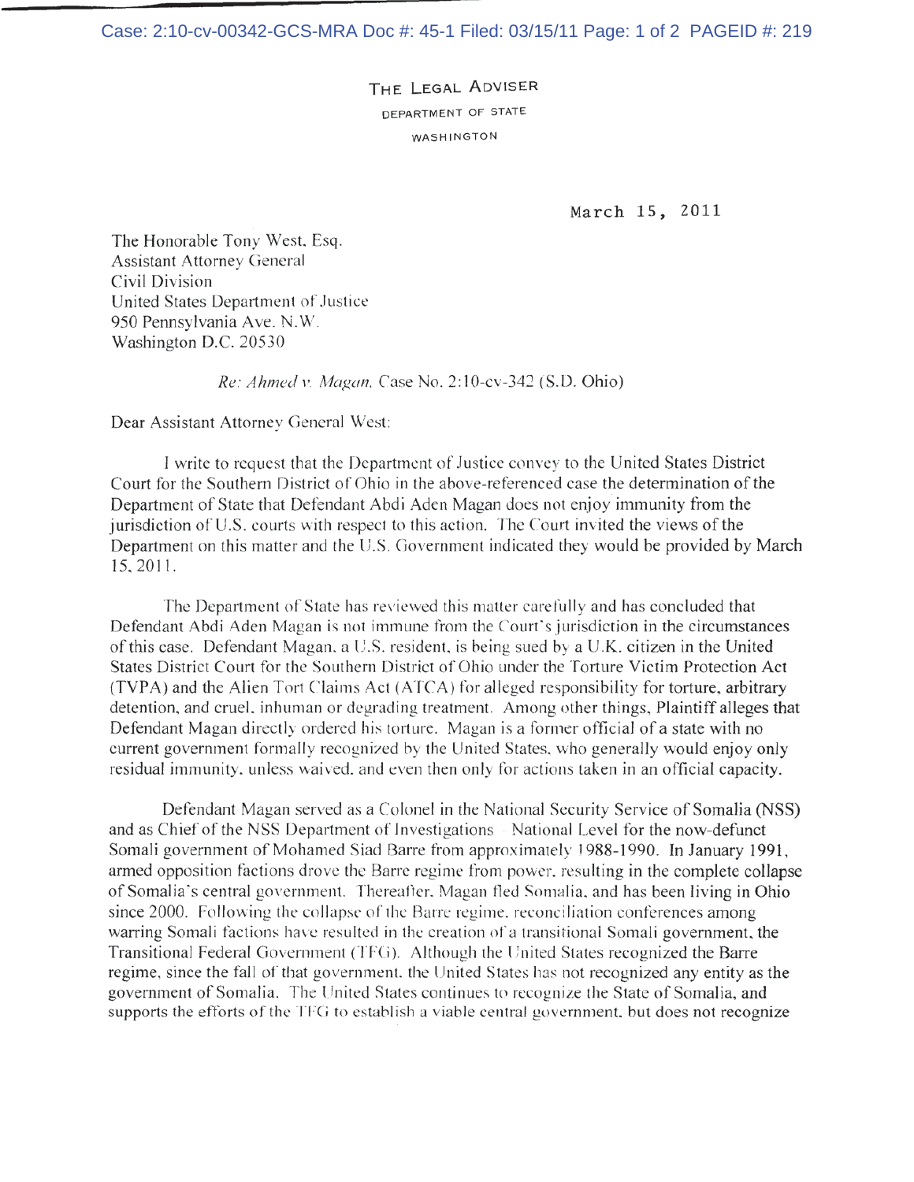THE LEGAL ADVISER

DEPARTMENT OF STATE

WASHINGTON

March 15, 2011

The Honorable Tony West, Esq.
Assistant Attorney General
Civil Division
United States Department of Justice
950 Pennsylvania Ave. N.W.
Washington D.C. 20530

*Re: Ahmed v. Magan*, Case No. 2:10-cv-342 (S.D. Ohio)

Dear Assistant Attorney General West:

I write to request that the Department of Justice convey to the United States District Court for the Southern District of Ohio in the above-referenced case the determination of the Department of State that Defendant Abdi Aden Magan does not enjoy immunity from the jurisdiction of U.S. courts with respect to this action. The Court invited the views of the Department on this matter and the U.S. Government indicated they would be provided by March 15, 2011.

The Department of State has reviewed this matter carefully and has concluded that Defendant Abdi Aden Magan is not immune from the Court's jurisdiction in the circumstances of this case. Defendant Magan, a U.S. resident, is being sued by a U.K. citizen in the United States District Court for the Southern District of Ohio under the Torture Victim Protection Act (TVPA) and the Alien Tort Claims Act (ATCA) for alleged responsibility for torture, arbitrary detention, and cruel, inhuman or degrading treatment. Among other things, Plaintiff alleges that Defendant Magan directly ordered his torture. Magan is a former official of a state with no current government formally recognized by the United States, who generally would enjoy only residual immunity, unless waived, and even then only for actions taken in an official capacity.

Defendant Magan served as a Colonel in the National Security Service of Somalia (NSS) and as Chief of the NSS Department of Investigations – National Level for the now-defunct Somali government of Mohamed Siad Barre from approximately 1988-1990. In January 1991, armed opposition factions drove the Barre regime from power, resulting in the complete collapse of Somalia's central government. Thereafter, Magan fled Somalia, and has been living in Ohio since 2000. Following the collapse of the Barre regime, reconciliation conferences among warring Somali factions have resulted in the creation of a transitional Somali government, the Transitional Federal Government (TFG). Although the United States recognized the Barre regime, since the fall of that government, the United States has not recognized any entity as the government of Somalia. The United States continues to recognize the State of Somalia, and supports the efforts of the TFG to establish a viable central government, but does not recognize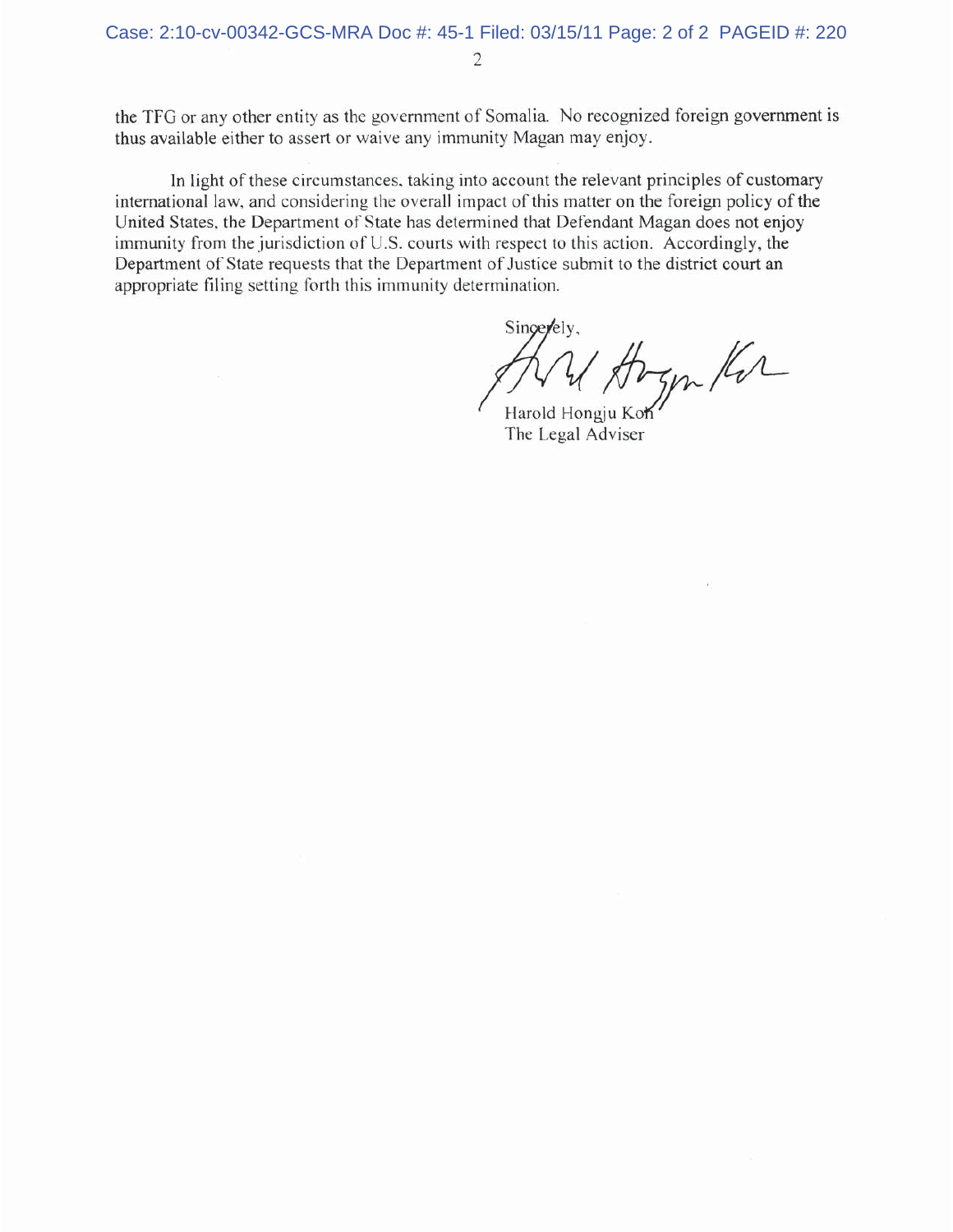the TFG or any other entity as the government of Somalia. No recognized foreign government is thus available either to assert or waive any immunity Magan may enjoy.

In light of these circumstances, taking into account the relevant principles of customary international law, and considering the overall impact of this matter on the foreign policy of the United States, the Department of State has determined that Defendant Magan does not enjoy immunity from the jurisdiction of U.S. courts with respect to this action. Accordingly, the Department of State requests that the Department of Justice submit to the district court an appropriate filing setting forth this immunity determination.

Sincerely,

Harold Hongju Koh
The Legal Adviser